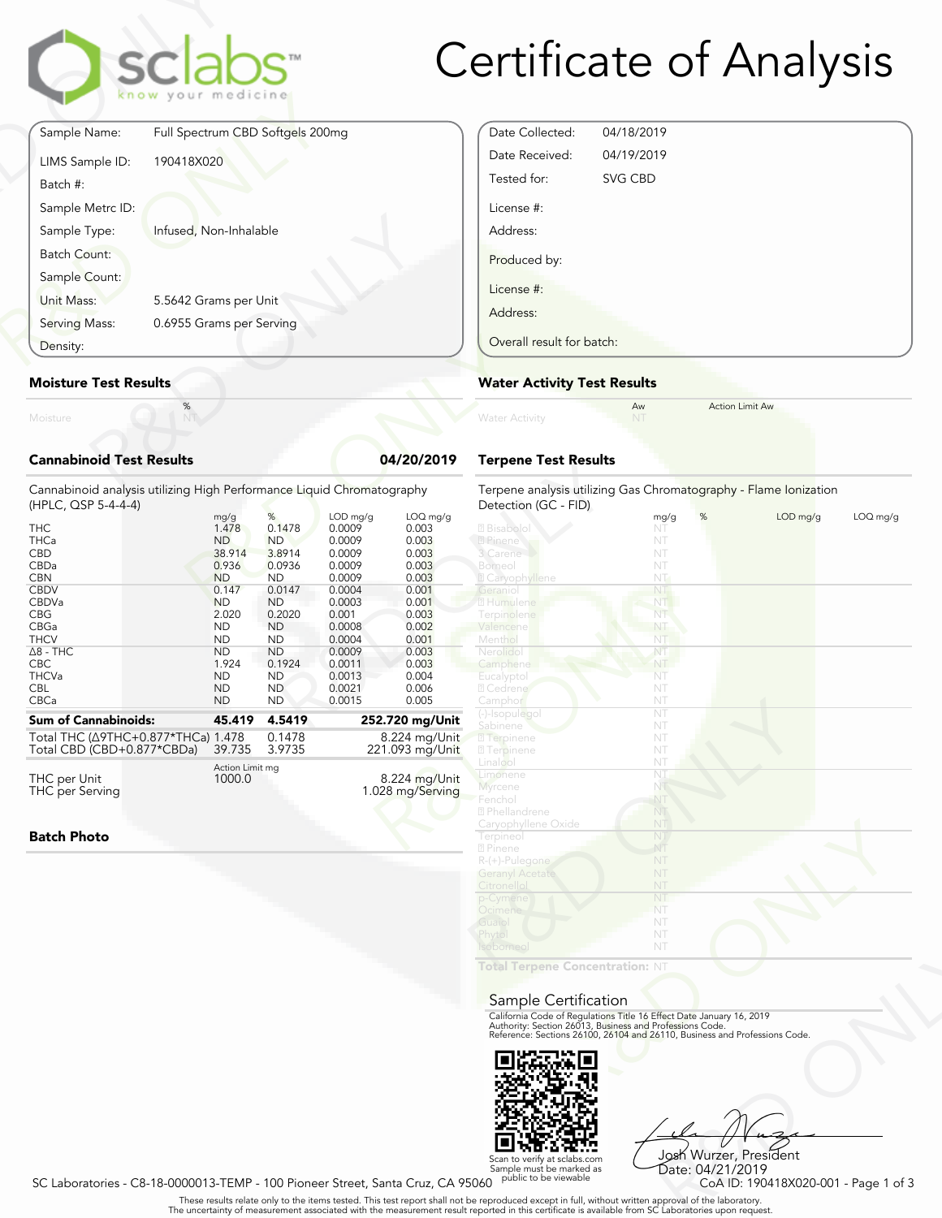# Certificate of Analysis

sclabs™ know your medicine

| | |
|---|---|
| Sample Name: | Full Spectrum CBD Softgels 200mg |
| LIMS Sample ID: | 190418X020 |
| Batch #: | |
| Sample Metrc ID: | |
| Sample Type: | Infused, Non-Inhalable |
| Batch Count: | |
| Sample Count: | |
| Unit Mass: | 5.5642 Grams per Unit |
| Serving Mass: | 0.6955 Grams per Serving |
| Density: | |

| | |
|---|---|
| Date Collected: | 04/18/2019 |
| Date Received: | 04/19/2019 |
| Tested for: | SVG CBD |
| License #: | |
| Address: | |
| Produced by: | |
| License #: | |
| Address: | |
| Overall result for batch: | |

## Moisture Test Results

| | % |
|---|---|
| Moisture | NT |

## Water Activity Test Results

| | Aw | Action Limit Aw |
|---|---|---|
| Water Activity | NT | |

## Cannabinoid Test Results 04/20/2019

Cannabinoid analysis utilizing High Performance Liquid Chromatography (HPLC, QSP 5-4-4-4)

| | mg/g | % | LOD mg/g | LOQ mg/g |
|---|---|---|---|---|
| THC | 1.478 | 0.1478 | 0.0009 | 0.003 |
| THCa | ND | ND | 0.0009 | 0.003 |
| CBD | 38.914 | 3.8914 | 0.0009 | 0.003 |
| CBDa | 0.936 | 0.0936 | 0.0009 | 0.003 |
| CBN | ND | ND | 0.0009 | 0.003 |
| CBDV | 0.147 | 0.0147 | 0.0004 | 0.001 |
| CBDVa | ND | ND | 0.0003 | 0.001 |
| CBG | 2.020 | 0.2020 | 0.001 | 0.003 |
| CBGa | ND | ND | 0.0008 | 0.002 |
| THCV | ND | ND | 0.0004 | 0.001 |
| Δ8 - THC | ND | ND | 0.0009 | 0.003 |
| CBC | 1.924 | 0.1924 | 0.0011 | 0.003 |
| THCVa | ND | ND | 0.0013 | 0.004 |
| CBL | ND | ND | 0.0021 | 0.006 |
| CBCa | ND | ND | 0.0015 | 0.005 |
| **Sum of Cannabinoids:** | **45.419** | **4.5419** | | **252.720 mg/Unit** |
| Total THC (Δ9THC+0.877*THCa) | 1.478 | 0.1478 | | 8.224 mg/Unit |
| Total CBD (CBD+0.877*CBDa) | 39.735 | 3.9735 | | 221.093 mg/Unit |

| | Action Limit mg | |
|---|---|---|
| THC per Unit | 1000.0 | 8.224 mg/Unit |
| THC per Serving | | 1.028 mg/Serving |

## Batch Photo

## Terpene Test Results

Terpene analysis utilizing Gas Chromatography - Flame Ionization Detection (GC - FID)

| | mg/g | % | LOD mg/g | LOQ mg/g |
|---|---|---|---|---|
| Bisabolol | NT | | | |
| Pinene | NT | | | |
| 3 Carene | NT | | | |
| Borneol | NT | | | |
| Caryophyllene | NT | | | |
| Geraniol | NT | | | |
| Humulene | NT | | | |
| Terpinolene | NT | | | |
| Valencene | NT | | | |
| Menthol | NT | | | |
| Nerolidol | NT | | | |
| Camphene | NT | | | |
| Eucalyptol | NT | | | |
| Cedrene | NT | | | |
| Camphor | NT | | | |
| (-)-Isopulegol | NT | | | |
| Sabinene | NT | | | |
| Terpinene | NT | | | |
| Terpinene | NT | | | |
| Linalool | NT | | | |
| Limonene | NT | | | |
| Myrcene | NT | | | |
| Fenchol | NT | | | |
| Phellandrene | NT | | | |
| Caryophyllene Oxide | NT | | | |
| Terpineol | NT | | | |
| Pinene | NT | | | |
| R-(+)-Pulegone | NT | | | |
| Geranyl Acetate | NT | | | |
| Citronellol | NT | | | |
| p-Cymene | NT | | | |
| Ocimene | NT | | | |
| Guaiol | NT | | | |
| Phytol | NT | | | |
| Isoborneol | NT | | | |
| **Total Terpene Concentration:** | NT | | | |

## Sample Certification

California Code of Regulations Title 16 Effect Date January 16, 2019
Authority: Section 26013, Business and Professions Code.
Reference: Sections 26100, 26104 and 26110, Business and Professions Code.

Scan to verify at sclabs.com
Sample must be marked as public to be viewable

Josh Wurzer, President
Date: 04/21/2019

SC Laboratories - C8-18-0000013-TEMP - 100 Pioneer Street, Santa Cruz, CA 95060
CoA ID: 190418X020-001

These results relate only to the items tested. This test report shall not be reproduced except in full, without written approval of the laboratory.
The uncertainty of measurement associated with the measurement result reported in this certificate is available from SC Laboratories upon request.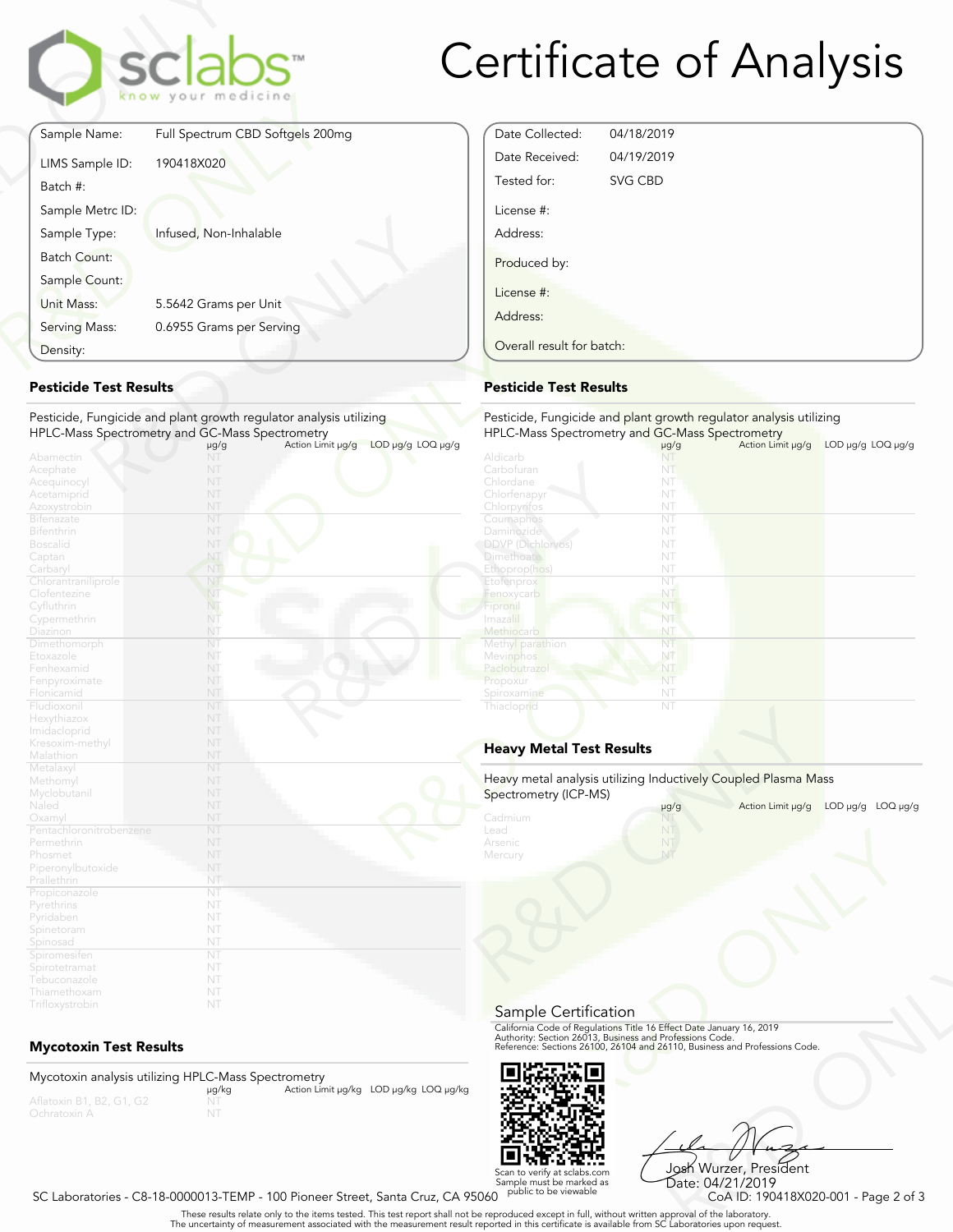# Certificate of Analysis

| | |
|---|---|
| Sample Name: | Full Spectrum CBD Softgels 200mg |
| LIMS Sample ID: | 190418X020 |
| Batch #: | |
| Sample Metrc ID: | |
| Sample Type: | Infused, Non-Inhalable |
| Batch Count: | |
| Sample Count: | |
| Unit Mass: | 5.5642 Grams per Unit |
| Serving Mass: | 0.6955 Grams per Serving |
| Density: | |

| | |
|---|---|
| Date Collected: | 04/18/2019 |
| Date Received: | 04/19/2019 |
| Tested for: | SVG CBD |
| License #: | |
| Address: | |
| Produced by: | |
| License #: | |
| Address: | |
| Overall result for batch: | |

## Pesticide Test Results

Pesticide, Fungicide and plant growth regulator analysis utilizing HPLC-Mass Spectrometry and GC-Mass Spectrometry

| | μg/g | Action Limit μg/g | LOD μg/g | LOQ μg/g |
|---|---|---|---|---|
| Abamectin | NT | | | |
| Acephate | NT | | | |
| Acequinocyl | NT | | | |
| Acetamiprid | NT | | | |
| Azoxystrobin | NT | | | |
| Bifenazate | NT | | | |
| Bifenthrin | NT | | | |
| Boscalid | NT | | | |
| Captan | NT | | | |
| Carbaryl | NT | | | |
| Chlorantraniliprole | NT | | | |
| Clofentezine | NT | | | |
| Cyfluthrin | NT | | | |
| Cypermethrin | NT | | | |
| Diazinon | NT | | | |
| Dimethomorph | NT | | | |
| Etoxazole | NT | | | |
| Fenhexamid | NT | | | |
| Fenpyroximate | NT | | | |
| Flonicamid | NT | | | |
| Fludioxonil | NT | | | |
| Hexythiazox | NT | | | |
| Imidacloprid | NT | | | |
| Kresoxim-methyl | NT | | | |
| Malathion | NT | | | |
| Metalaxyl | NT | | | |
| Methomyl | NT | | | |
| Myclobutanil | NT | | | |
| Naled | NT | | | |
| Oxamyl | NT | | | |
| Pentachloronitrobenzene | NT | | | |
| Permethrin | NT | | | |
| Phosmet | NT | | | |
| Piperonylbutoxide | NT | | | |
| Prallethrin | NT | | | |
| Propiconazole | NT | | | |
| Pyrethrins | NT | | | |
| Pyridaben | NT | | | |
| Spinetoram | NT | | | |
| Spinosad | NT | | | |
| Spiromesifen | NT | | | |
| Spirotetramat | NT | | | |
| Tebuconazole | NT | | | |
| Thiamethoxam | NT | | | |
| Trifloxystrobin | NT | | | |

## Mycotoxin Test Results

Mycotoxin analysis utilizing HPLC-Mass Spectrometry

| | μg/kg | Action Limit μg/kg | LOD μg/kg | LOQ μg/kg |
|---|---|---|---|---|
| Aflatoxin B1, B2, G1, G2 | NT | | | |
| Ochratoxin A | NT | | | |

## Pesticide Test Results

Pesticide, Fungicide and plant growth regulator analysis utilizing HPLC-Mass Spectrometry and GC-Mass Spectrometry

| | μg/g | Action Limit μg/g | LOD μg/g | LOQ μg/g |
|---|---|---|---|---|
| Aldicarb | NT | | | |
| Carbofuran | NT | | | |
| Chlordane | NT | | | |
| Chlorfenapyr | NT | | | |
| Chlorpyrifos | NT | | | |
| Coumaphos | NT | | | |
| Daminozide | NT | | | |
| DDVP (Dichlorvos) | NT | | | |
| Dimethoate | NT | | | |
| Ethoprop(hos) | NT | | | |
| Etofenprox | NT | | | |
| Fenoxycarb | NT | | | |
| Fipronil | NT | | | |
| Imazalil | NT | | | |
| Methiocarb | NT | | | |
| Methyl parathion | NT | | | |
| Mevinphos | NT | | | |
| Paclobutrazol | NT | | | |
| Propoxur | NT | | | |
| Spiroxamine | NT | | | |
| Thiacloprid | NT | | | |

## Heavy Metal Test Results

Heavy metal analysis utilizing Inductively Coupled Plasma Mass Spectrometry (ICP-MS)

| | μg/g | Action Limit μg/g | LOD μg/g | LOQ μg/g |
|---|---|---|---|---|
| Cadmium | NT | | | |
| Lead | NT | | | |
| Arsenic | NT | | | |
| Mercury | NT | | | |

## Sample Certification

California Code of Regulations Title 16 Effect Date January 16, 2019
Authority: Section 26013, Business and Professions Code.
Reference: Sections 26100, 26104 and 26110, Business and Professions Code.

Scan to verify at sclabs.com
Sample must be marked as public to be viewable

Josh Wurzer, President
Date: 04/21/2019

SC Laboratories - C8-18-0000013-TEMP - 100 Pioneer Street, Santa Cruz, CA 95060

CoA ID: 190418X020-001

These results relate only to the items tested. This test report shall not be reproduced except in full, without written approval of the laboratory.
The uncertainty of measurement associated with the measurement result reported in this certificate is available from SC Laboratories upon request.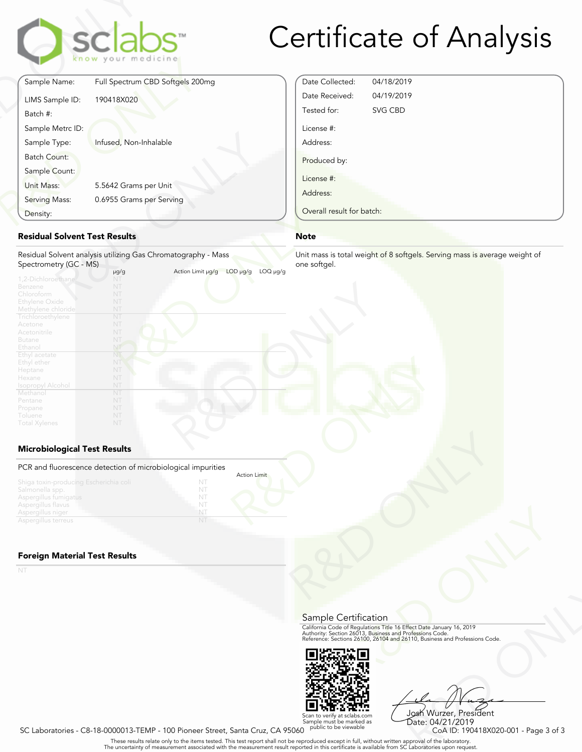# Certificate of Analysis

| | |
|---|---|
| Sample Name: | Full Spectrum CBD Softgels 200mg |
| LIMS Sample ID: | 190418X020 |
| Batch #: | |
| Sample Metrc ID: | |
| Sample Type: | Infused, Non-Inhalable |
| Batch Count: | |
| Sample Count: | |
| Unit Mass: | 5.5642 Grams per Unit |
| Serving Mass: | 0.6955 Grams per Serving |
| Density: | |

| | |
|---|---|
| Date Collected: | 04/18/2019 |
| Date Received: | 04/19/2019 |
| Tested for: | SVG CBD |
| License #: | |
| Address: | |
| Produced by: | |
| License #: | |
| Address: | |
| Overall result for batch: | |

## Residual Solvent Test Results

Residual Solvent analysis utilizing Gas Chromatography - Mass Spectrometry (GC - MS)

| | µg/g | Action Limit µg/g | LOD µg/g | LOQ µg/g |
|---|---|---|---|---|
| 1,2-Dichloroethane | NT | | | |
| Benzene | NT | | | |
| Chloroform | NT | | | |
| Ethylene Oxide | NT | | | |
| Methylene chloride | NT | | | |
| Trichloroethylene | NT | | | |
| Acetone | NT | | | |
| Acetonitrile | NT | | | |
| Butane | NT | | | |
| Ethanol | NT | | | |
| Ethyl acetate | NT | | | |
| Ethyl ether | NT | | | |
| Heptane | NT | | | |
| Hexane | NT | | | |
| Isopropyl Alcohol | NT | | | |
| Methanol | NT | | | |
| Pentane | NT | | | |
| Propane | NT | | | |
| Toluene | NT | | | |
| Total Xylenes | NT | | | |

## Note

Unit mass is total weight of 8 softgels. Serving mass is average weight of one softgel.

## Microbiological Test Results

PCR and fluorescence detection of microbiological impurities

| | | Action Limit |
|---|---|---|
| Shiga toxin-producing Escherichia coli | NT | |
| Salmonella spp. | NT | |
| Aspergillus fumigatus | NT | |
| Aspergillus flavus | NT | |
| Aspergillus niger | NT | |
| Aspergillus terreus | NT | |

## Foreign Material Test Results

NT

## Sample Certification

California Code of Regulations Title 16 Effect Date January 16, 2019
Authority: Section 26013, Business and Professions Code.
Reference: Sections 26100, 26104 and 26110, Business and Professions Code.

Scan to verify at sclabs.com
Sample must be marked as public to be viewable

Josh Wurzer, President
Date: 04/21/2019

SC Laboratories - C8-18-0000013-TEMP - 100 Pioneer Street, Santa Cruz, CA 95060

CoA ID: 190418X020-001

These results relate only to the items tested. This test report shall not be reproduced except in full, without written approval of the laboratory.
The uncertainty of measurement associated with the measurement result reported in this certificate is available from SC Laboratories upon request.